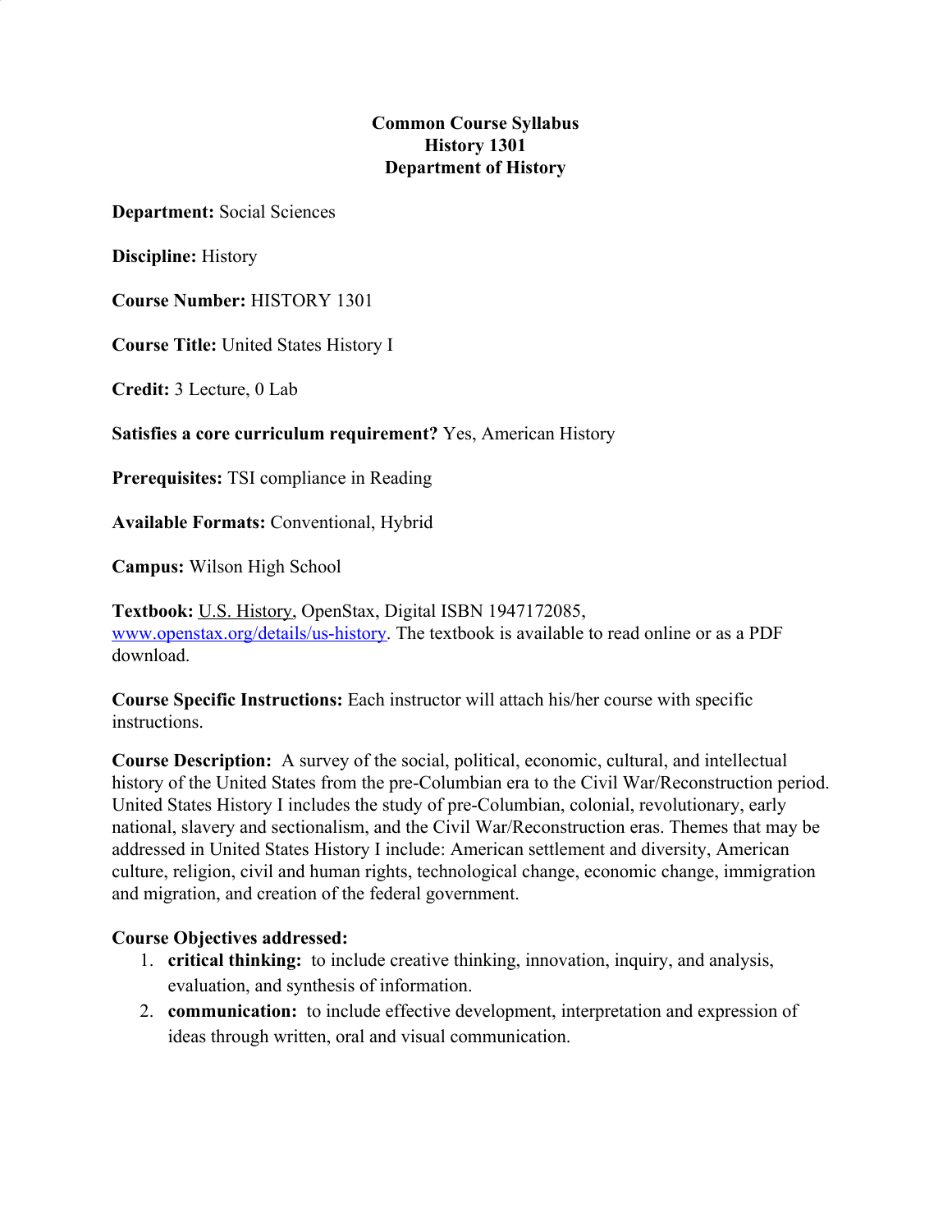# Common Course Syllabus
# History 1301
# Department of History

**Department:** Social Sciences

**Discipline:** History

**Course Number:** HISTORY 1301

**Course Title:** United States History I

**Credit:** 3 Lecture, 0 Lab

**Satisfies a core curriculum requirement?** Yes, American History

**Prerequisites:** TSI compliance in Reading

**Available Formats:** Conventional, Hybrid

**Campus:** Wilson High School

**Textbook:** U.S. History, OpenStax, Digital ISBN 1947172085, [www.openstax.org/details/us-history](www.openstax.org/details/us-history). The textbook is available to read online or as a PDF download.

**Course Specific Instructions:** Each instructor will attach his/her course with specific instructions.

**Course Description:** A survey of the social, political, economic, cultural, and intellectual history of the United States from the pre-Columbian era to the Civil War/Reconstruction period. United States History I includes the study of pre-Columbian, colonial, revolutionary, early national, slavery and sectionalism, and the Civil War/Reconstruction eras. Themes that may be addressed in United States History I include: American settlement and diversity, American culture, religion, civil and human rights, technological change, economic change, immigration and migration, and creation of the federal government.

**Course Objectives addressed:**

1. **critical thinking:** to include creative thinking, innovation, inquiry, and analysis, evaluation, and synthesis of information.
2. **communication:** to include effective development, interpretation and expression of ideas through written, oral and visual communication.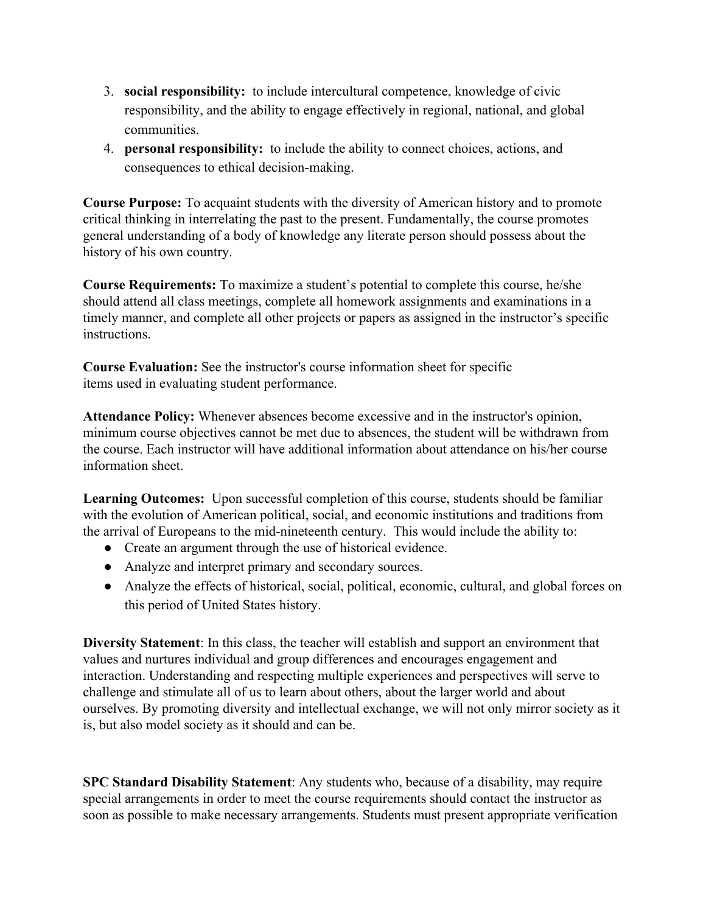3. **social responsibility:** to include intercultural competence, knowledge of civic responsibility, and the ability to engage effectively in regional, national, and global communities.
4. **personal responsibility:** to include the ability to connect choices, actions, and consequences to ethical decision-making.

**Course Purpose:** To acquaint students with the diversity of American history and to promote critical thinking in interrelating the past to the present. Fundamentally, the course promotes general understanding of a body of knowledge any literate person should possess about the history of his own country.

**Course Requirements:** To maximize a student's potential to complete this course, he/she should attend all class meetings, complete all homework assignments and examinations in a timely manner, and complete all other projects or papers as assigned in the instructor's specific instructions.

**Course Evaluation:** See the instructor's course information sheet for specific items used in evaluating student performance.

**Attendance Policy:** Whenever absences become excessive and in the instructor's opinion, minimum course objectives cannot be met due to absences, the student will be withdrawn from the course. Each instructor will have additional information about attendance on his/her course information sheet.

**Learning Outcomes:** Upon successful completion of this course, students should be familiar with the evolution of American political, social, and economic institutions and traditions from the arrival of Europeans to the mid-nineteenth century. This would include the ability to:

- Create an argument through the use of historical evidence.
- Analyze and interpret primary and secondary sources.
- Analyze the effects of historical, social, political, economic, cultural, and global forces on this period of United States history.

**Diversity Statement**: In this class, the teacher will establish and support an environment that values and nurtures individual and group differences and encourages engagement and interaction. Understanding and respecting multiple experiences and perspectives will serve to challenge and stimulate all of us to learn about others, about the larger world and about ourselves. By promoting diversity and intellectual exchange, we will not only mirror society as it is, but also model society as it should and can be.

**SPC Standard Disability Statement**: Any students who, because of a disability, may require special arrangements in order to meet the course requirements should contact the instructor as soon as possible to make necessary arrangements. Students must present appropriate verification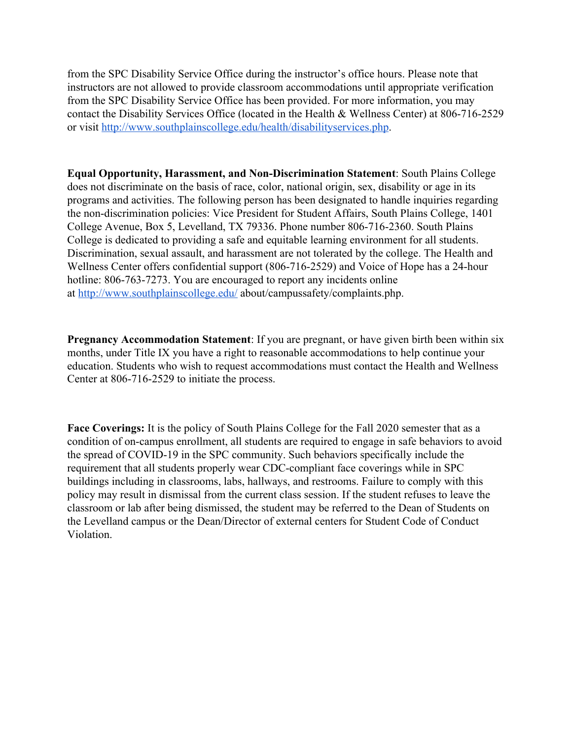from the SPC Disability Service Office during the instructor's office hours. Please note that instructors are not allowed to provide classroom accommodations until appropriate verification from the SPC Disability Service Office has been provided. For more information, you may contact the Disability Services Office (located in the Health & Wellness Center) at 806-716-2529 or visit [http://www.southplainscollege.edu/health/disabilityservices.php](http://www.southplainscollege.edu/health/disabilityservices.php).

**Equal Opportunity, Harassment, and Non-Discrimination Statement**: South Plains College does not discriminate on the basis of race, color, national origin, sex, disability or age in its programs and activities. The following person has been designated to handle inquiries regarding the non-discrimination policies: Vice President for Student Affairs, South Plains College, 1401 College Avenue, Box 5, Levelland, TX 79336. Phone number 806-716-2360. South Plains College is dedicated to providing a safe and equitable learning environment for all students. Discrimination, sexual assault, and harassment are not tolerated by the college. The Health and Wellness Center offers confidential support (806-716-2529) and Voice of Hope has a 24-hour hotline: 806-763-7273. You are encouraged to report any incidents online at [http://www.southplainscollege.edu/](http://www.southplainscollege.edu/) about/campussafety/complaints.php.

**Pregnancy Accommodation Statement**: If you are pregnant, or have given birth been within six months, under Title IX you have a right to reasonable accommodations to help continue your education. Students who wish to request accommodations must contact the Health and Wellness Center at 806-716-2529 to initiate the process.

**Face Coverings:** It is the policy of South Plains College for the Fall 2020 semester that as a condition of on-campus enrollment, all students are required to engage in safe behaviors to avoid the spread of COVID-19 in the SPC community. Such behaviors specifically include the requirement that all students properly wear CDC-compliant face coverings while in SPC buildings including in classrooms, labs, hallways, and restrooms. Failure to comply with this policy may result in dismissal from the current class session. If the student refuses to leave the classroom or lab after being dismissed, the student may be referred to the Dean of Students on the Levelland campus or the Dean/Director of external centers for Student Code of Conduct Violation.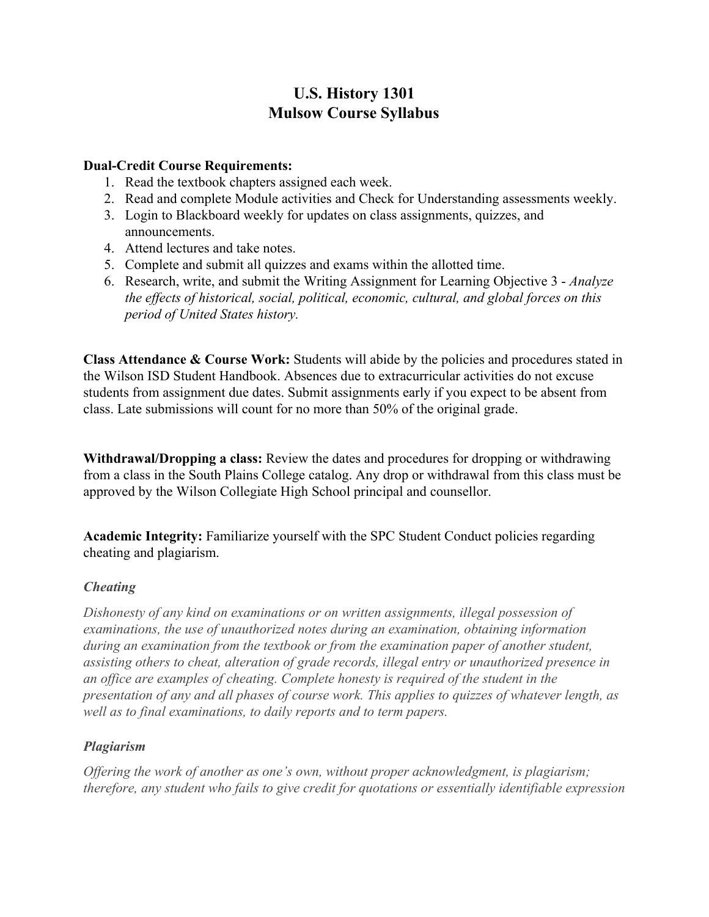# U.S. History 1301
# Mulsow Course Syllabus

**Dual-Credit Course Requirements:**

1. Read the textbook chapters assigned each week.
2. Read and complete Module activities and Check for Understanding assessments weekly.
3. Login to Blackboard weekly for updates on class assignments, quizzes, and announcements.
4. Attend lectures and take notes.
5. Complete and submit all quizzes and exams within the allotted time.
6. Research, write, and submit the Writing Assignment for Learning Objective 3 - *Analyze the effects of historical, social, political, economic, cultural, and global forces on this period of United States history.*

**Class Attendance & Course Work:** Students will abide by the policies and procedures stated in the Wilson ISD Student Handbook. Absences due to extracurricular activities do not excuse students from assignment due dates. Submit assignments early if you expect to be absent from class. Late submissions will count for no more than 50% of the original grade.

**Withdrawal/Dropping a class:** Review the dates and procedures for dropping or withdrawing from a class in the South Plains College catalog. Any drop or withdrawal from this class must be approved by the Wilson Collegiate High School principal and counsellor.

**Academic Integrity:** Familiarize yourself with the SPC Student Conduct policies regarding cheating and plagiarism.

***Cheating***

*Dishonesty of any kind on examinations or on written assignments, illegal possession of examinations, the use of unauthorized notes during an examination, obtaining information during an examination from the textbook or from the examination paper of another student, assisting others to cheat, alteration of grade records, illegal entry or unauthorized presence in an office are examples of cheating. Complete honesty is required of the student in the presentation of any and all phases of course work. This applies to quizzes of whatever length, as well as to final examinations, to daily reports and to term papers.*

***Plagiarism***

*Offering the work of another as one's own, without proper acknowledgment, is plagiarism; therefore, any student who fails to give credit for quotations or essentially identifiable expression*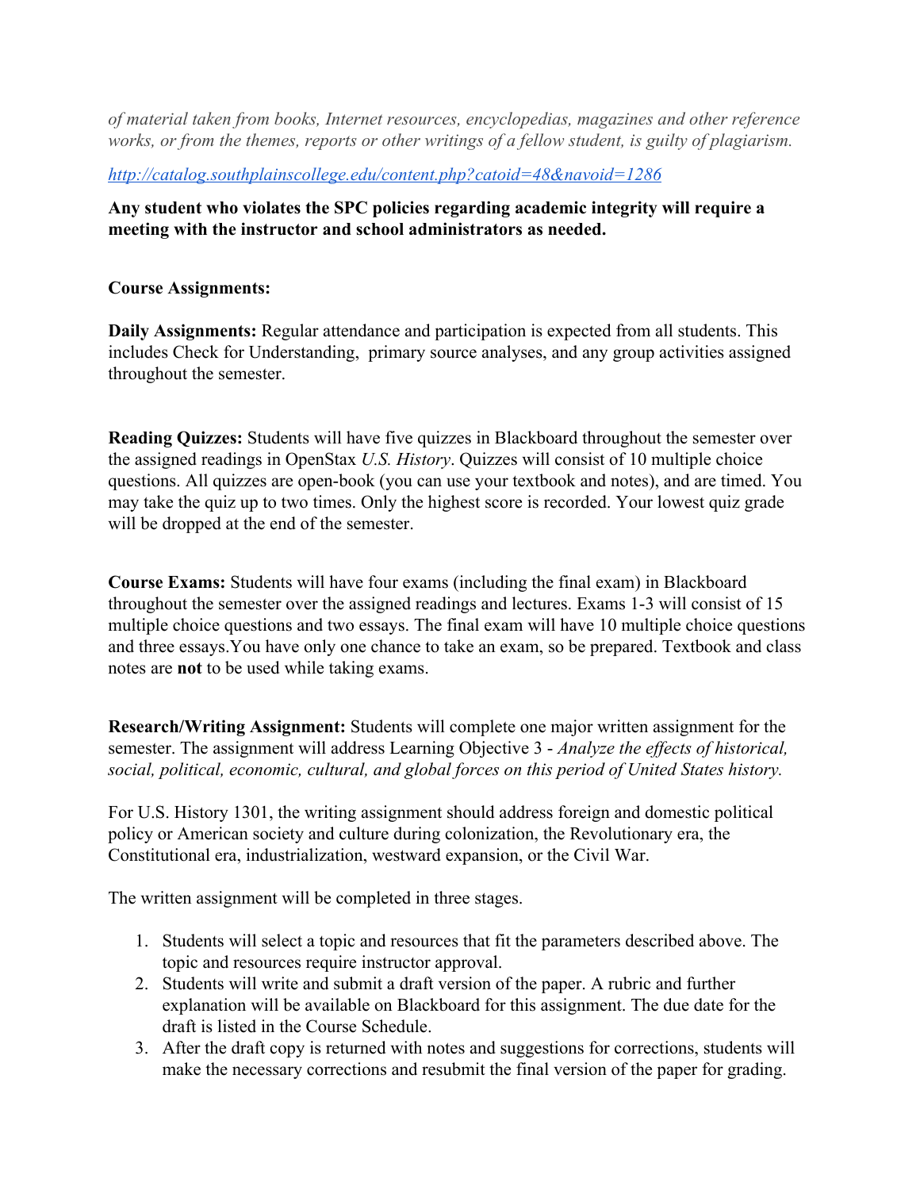*of material taken from books, Internet resources, encyclopedias, magazines and other reference works, or from the themes, reports or other writings of a fellow student, is guilty of plagiarism.*

[*http://catalog.southplainscollege.edu/content.php?catoid=48&navoid=1286*](http://catalog.southplainscollege.edu/content.php?catoid=48&navoid=1286)

**Any student who violates the SPC policies regarding academic integrity will require a meeting with the instructor and school administrators as needed.**

**Course Assignments:**

**Daily Assignments:** Regular attendance and participation is expected from all students. This includes Check for Understanding, primary source analyses, and any group activities assigned throughout the semester.

**Reading Quizzes:** Students will have five quizzes in Blackboard throughout the semester over the assigned readings in OpenStax *U.S. History*. Quizzes will consist of 10 multiple choice questions. All quizzes are open-book (you can use your textbook and notes), and are timed. You may take the quiz up to two times. Only the highest score is recorded. Your lowest quiz grade will be dropped at the end of the semester.

**Course Exams:** Students will have four exams (including the final exam) in Blackboard throughout the semester over the assigned readings and lectures. Exams 1-3 will consist of 15 multiple choice questions and two essays. The final exam will have 10 multiple choice questions and three essays.You have only one chance to take an exam, so be prepared. Textbook and class notes are **not** to be used while taking exams.

**Research/Writing Assignment:** Students will complete one major written assignment for the semester. The assignment will address Learning Objective 3 - *Analyze the effects of historical, social, political, economic, cultural, and global forces on this period of United States history.*

For U.S. History 1301, the writing assignment should address foreign and domestic political policy or American society and culture during colonization, the Revolutionary era, the Constitutional era, industrialization, westward expansion, or the Civil War.

The written assignment will be completed in three stages.

1. Students will select a topic and resources that fit the parameters described above. The topic and resources require instructor approval.
2. Students will write and submit a draft version of the paper. A rubric and further explanation will be available on Blackboard for this assignment. The due date for the draft is listed in the Course Schedule.
3. After the draft copy is returned with notes and suggestions for corrections, students will make the necessary corrections and resubmit the final version of the paper for grading.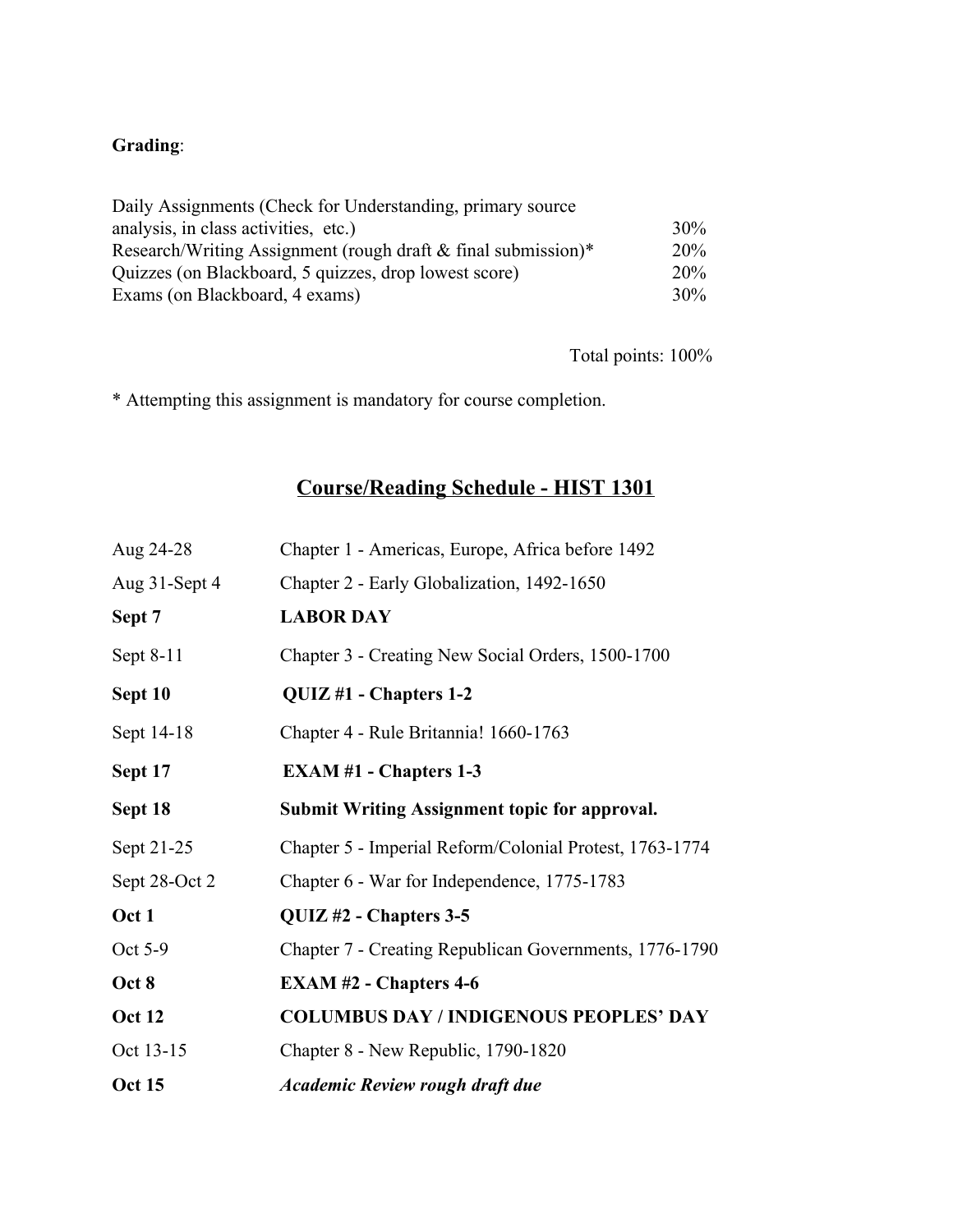**Grading**:

| | |
|---|---|
| Daily Assignments (Check for Understanding, primary source analysis, in class activities, etc.) | 30% |
| Research/Writing Assignment (rough draft & final submission)* | 20% |
| Quizzes (on Blackboard, 5 quizzes, drop lowest score) | 20% |
| Exams (on Blackboard, 4 exams) | 30% |

Total points: 100%

* Attempting this assignment is mandatory for course completion.

## Course/Reading Schedule - HIST 1301

| | |
|---|---|
| Aug 24-28 | Chapter 1 - Americas, Europe, Africa before 1492 |
| Aug 31-Sept 4 | Chapter 2 - Early Globalization, 1492-1650 |
| **Sept 7** | **LABOR DAY** |
| Sept 8-11 | Chapter 3 - Creating New Social Orders, 1500-1700 |
| **Sept 10** | **QUIZ #1 - Chapters 1-2** |
| Sept 14-18 | Chapter 4 - Rule Britannia! 1660-1763 |
| **Sept 17** | **EXAM #1 - Chapters 1-3** |
| **Sept 18** | **Submit Writing Assignment topic for approval.** |
| Sept 21-25 | Chapter 5 - Imperial Reform/Colonial Protest, 1763-1774 |
| Sept 28-Oct 2 | Chapter 6 - War for Independence, 1775-1783 |
| **Oct 1** | **QUIZ #2 - Chapters 3-5** |
| Oct 5-9 | Chapter 7 - Creating Republican Governments, 1776-1790 |
| **Oct 8** | **EXAM #2 - Chapters 4-6** |
| **Oct 12** | **COLUMBUS DAY / INDIGENOUS PEOPLES' DAY** |
| Oct 13-15 | Chapter 8 - New Republic, 1790-1820 |
| **Oct 15** | ***Academic Review rough draft due*** |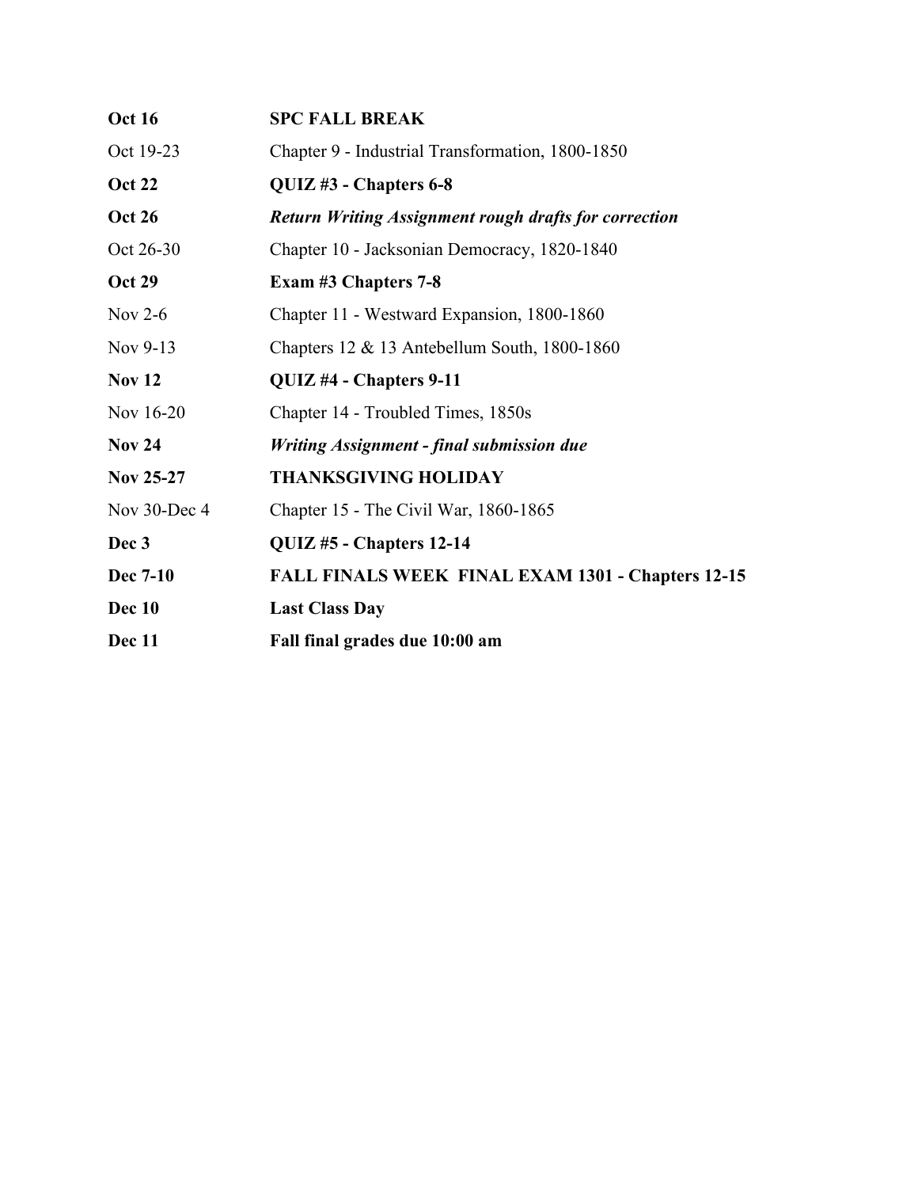| | |
|---|---|
| **Oct 16** | **SPC FALL BREAK** |
| Oct 19-23 | Chapter 9 - Industrial Transformation, 1800-1850 |
| **Oct 22** | **QUIZ #3 - Chapters 6-8** |
| **Oct 26** | ***Return Writing Assignment rough drafts for correction*** |
| Oct 26-30 | Chapter 10 - Jacksonian Democracy, 1820-1840 |
| **Oct 29** | **Exam #3 Chapters 7-8** |
| Nov 2-6 | Chapter 11 - Westward Expansion, 1800-1860 |
| Nov 9-13 | Chapters 12 & 13 Antebellum South, 1800-1860 |
| **Nov 12** | **QUIZ #4 - Chapters 9-11** |
| Nov 16-20 | Chapter 14 - Troubled Times, 1850s |
| **Nov 24** | ***Writing Assignment - final submission due*** |
| **Nov 25-27** | **THANKSGIVING HOLIDAY** |
| Nov 30-Dec 4 | Chapter 15 - The Civil War, 1860-1865 |
| **Dec 3** | **QUIZ #5 - Chapters 12-14** |
| **Dec 7-10** | **FALL FINALS WEEK FINAL EXAM 1301 - Chapters 12-15** |
| **Dec 10** | **Last Class Day** |
| **Dec 11** | **Fall final grades due 10:00 am** |